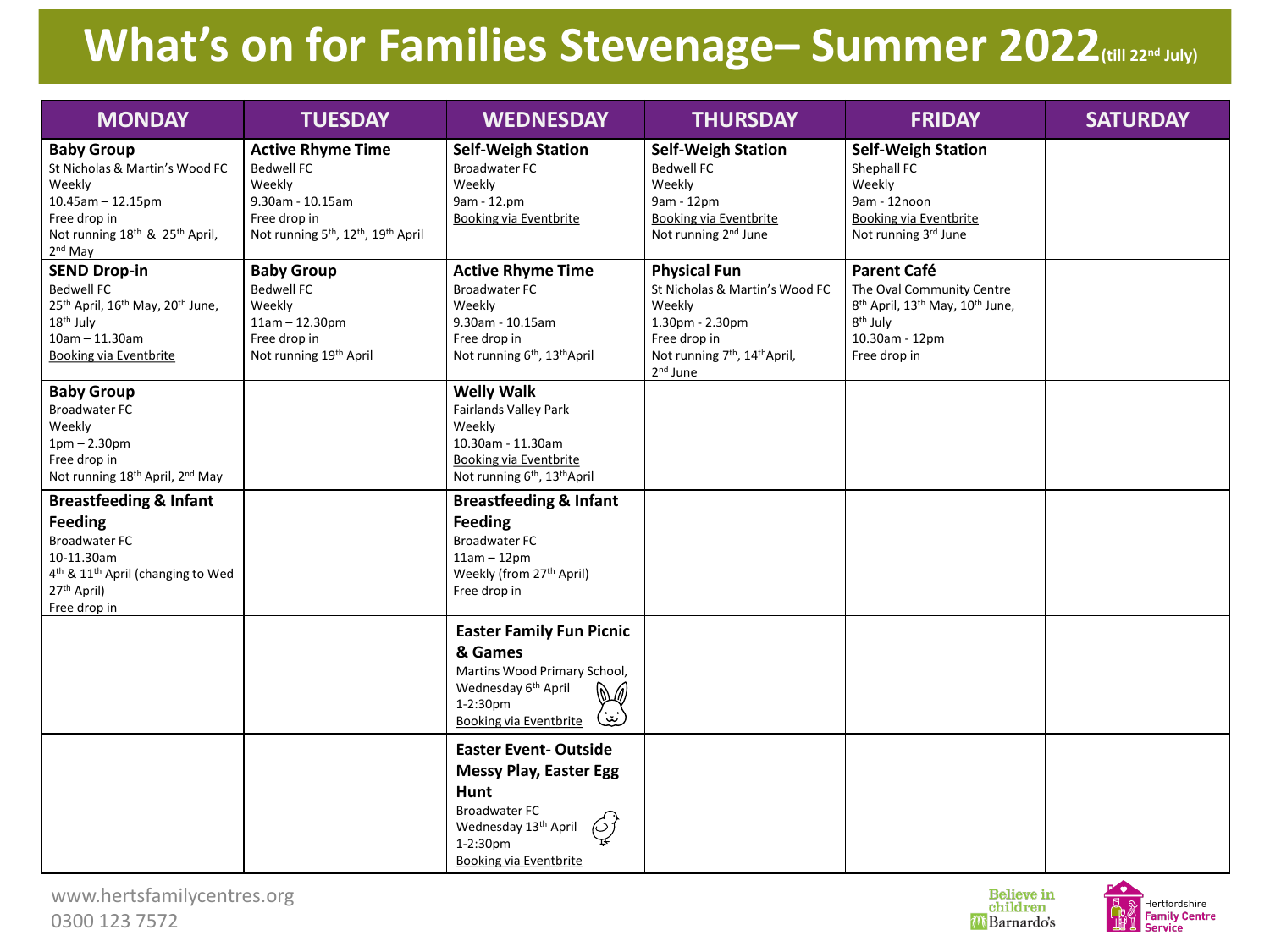# What's on for Families Stevenage– Summer 2022 (till 22nd July)

| MONDAY | TUESDAY | WEDNESDAY | THURSDAY | FRIDAY | SATURDAY |
|---|---|---|---|---|---|
| **Baby Group**<br>St Nicholas & Martin's Wood FC<br>Weekly<br>10.45am – 12.15pm<br>Free drop in<br>Not running 18th & 25th April, 2nd May | **Active Rhyme Time**<br>Bedwell FC<br>Weekly<br>9.30am - 10.15am<br>Free drop in<br>Not running 5th, 12th, 19th April | **Self-Weigh Station**<br>Broadwater FC<br>Weekly<br>9am - 12.pm<br>Booking via Eventbrite | **Self-Weigh Station**<br>Bedwell FC<br>Weekly<br>9am - 12pm<br>Booking via Eventbrite<br>Not running 2nd June | **Self-Weigh Station**<br>Shephall FC<br>Weekly<br>9am - 12noon<br>Booking via Eventbrite<br>Not running 3rd June | |
| **SEND Drop-in**<br>Bedwell FC<br>25th April, 16th May, 20th June, 18th July<br>10am – 11.30am<br>Booking via Eventbrite | **Baby Group**<br>Bedwell FC<br>Weekly<br>11am – 12.30pm<br>Free drop in<br>Not running 19th April | **Active Rhyme Time**<br>Broadwater FC<br>Weekly<br>9.30am - 10.15am<br>Free drop in<br>Not running 6th, 13th April | **Physical Fun**<br>St Nicholas & Martin's Wood FC<br>Weekly<br>1.30pm - 2.30pm<br>Free drop in<br>Not running 7th, 14th April, 2nd June | **Parent Café**<br>The Oval Community Centre<br>8th April, 13th May, 10th June, 8th July<br>10.30am - 12pm<br>Free drop in | |
| **Baby Group**<br>Broadwater FC<br>Weekly<br>1pm – 2.30pm<br>Free drop in<br>Not running 18th April, 2nd May | | **Welly Walk**<br>Fairlands Valley Park<br>Weekly<br>10.30am - 11.30am<br>Booking via Eventbrite<br>Not running 6th, 13th April | | | |
| **Breastfeeding & Infant Feeding**<br>Broadwater FC<br>10-11.30am<br>4th & 11th April (changing to Wed 27th April)<br>Free drop in | | **Breastfeeding & Infant Feeding**<br>Broadwater FC<br>11am – 12pm<br>Weekly (from 27th April)<br>Free drop in | | | |
| | | **Easter Family Fun Picnic & Games**<br>Martins Wood Primary School,<br>Wednesday 6th April<br>1-2:30pm<br>Booking via Eventbrite | | | |
| | | **Easter Event- Outside Messy Play, Easter Egg Hunt**<br>Broadwater FC<br>Wednesday 13th April<br>1-2:30pm<br>Booking via Eventbrite | | | |

www.hertsfamilycentres.org
0300 123 7572

Believe in children Barnardo's

Hertfordshire Family Centre Service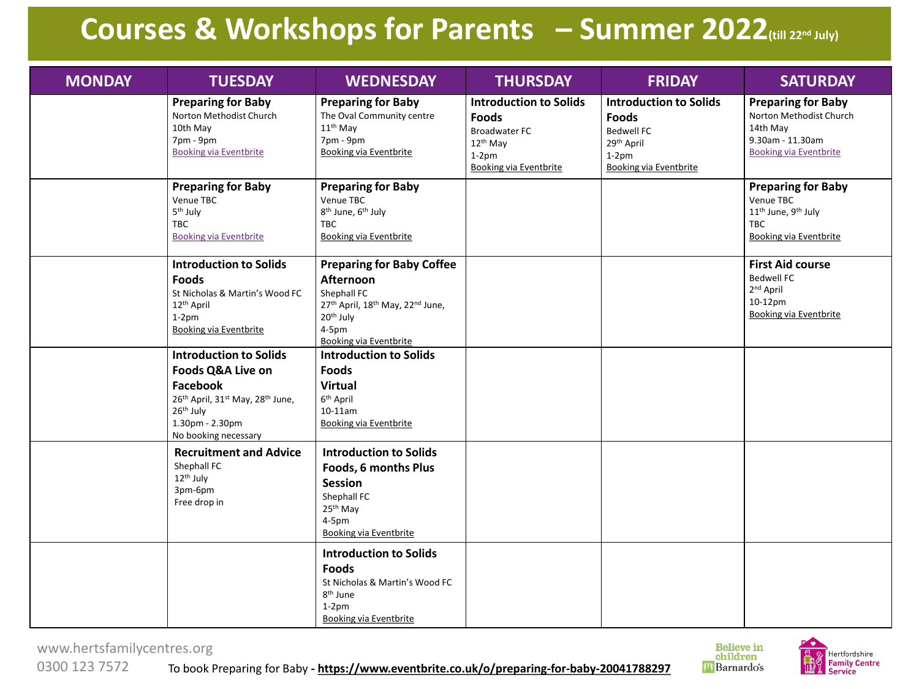# Courses & Workshops for Parents – Summer 2022 (till 22nd July)

| MONDAY | TUESDAY | WEDNESDAY | THURSDAY | FRIDAY | SATURDAY |
|---|---|---|---|---|---|
| | **Preparing for Baby**<br>Norton Methodist Church<br>10th May<br>7pm - 9pm<br>Booking via Eventbrite | **Preparing for Baby**<br>The Oval Community centre<br>11th May<br>7pm - 9pm<br>Booking via Eventbrite | **Introduction to Solids Foods**<br>Broadwater FC<br>12th May<br>1-2pm<br>Booking via Eventbrite | **Introduction to Solids Foods**<br>Bedwell FC<br>29th April<br>1-2pm<br>Booking via Eventbrite | **Preparing for Baby**<br>Norton Methodist Church<br>14th May<br>9.30am - 11.30am<br>Booking via Eventbrite |
| | **Preparing for Baby**<br>Venue TBC<br>5th July<br>TBC<br>Booking via Eventbrite | **Preparing for Baby**<br>Venue TBC<br>8th June, 6th July<br>TBC<br>Booking via Eventbrite | | | **Preparing for Baby**<br>Venue TBC<br>11th June, 9th July<br>TBC<br>Booking via Eventbrite |
| | **Introduction to Solids Foods**<br>St Nicholas & Martin's Wood FC<br>12th April<br>1-2pm<br>Booking via Eventbrite | **Preparing for Baby Coffee Afternoon**<br>Shephall FC<br>27th April, 18th May, 22nd June, 20th July<br>4-5pm<br>Booking via Eventbrite | | | **First Aid course**<br>Bedwell FC<br>2nd April<br>10-12pm<br>Booking via Eventbrite |
| | **Introduction to Solids Foods Q&A Live on Facebook**<br>26th April, 31st May, 28th June, 26th July<br>1.30pm - 2.30pm<br>No booking necessary | **Introduction to Solids Foods Virtual**<br>6th April<br>10-11am<br>Booking via Eventbrite | | | |
| | **Recruitment and Advice**<br>Shephall FC<br>12th July<br>3pm-6pm<br>Free drop in | **Introduction to Solids Foods, 6 months Plus Session**<br>Shephall FC<br>25th May<br>4-5pm<br>Booking via Eventbrite | | | |
| | | **Introduction to Solids Foods**<br>St Nicholas & Martin's Wood FC<br>8th June<br>1-2pm<br>Booking via Eventbrite | | | |

www.hertsfamilycentres.org
0300 123 7572

To book Preparing for Baby - **https://www.eventbrite.co.uk/o/preparing-for-baby-20041788297**

Believe in children Barnardo's

Hertfordshire Family Centre Service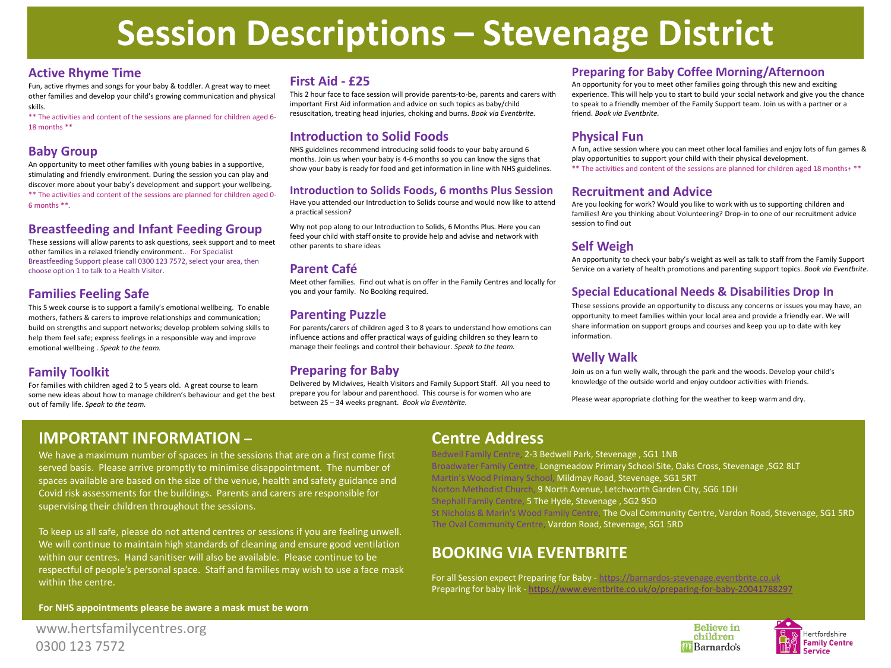# Session Descriptions – Stevenage District

## Active Rhyme Time

Fun, active rhymes and songs for your baby & toddler. A great way to meet other families and develop your child's growing communication and physical skills.

** The activities and content of the sessions are planned for children aged 6-18 months **

## Baby Group

An opportunity to meet other families with young babies in a supportive, stimulating and friendly environment. During the session you can play and discover more about your baby's development and support your wellbeing.

** The activities and content of the sessions are planned for children aged 0-6 months **.

## Breastfeeding and Infant Feeding Group

These sessions will allow parents to ask questions, seek support and to meet other families in a relaxed friendly environment.. For Specialist Breastfeeding Support please call 0300 123 7572, select your area, then choose option 1 to talk to a Health Visitor.

## Families Feeling Safe

This 5 week course is to support a family's emotional wellbeing. To enable mothers, fathers & carers to improve relationships and communication; build on strengths and support networks; develop problem solving skills to help them feel safe; express feelings in a responsible way and improve emotional wellbeing . *Speak to the team.*

## Family Toolkit

For families with children aged 2 to 5 years old. A great course to learn some new ideas about how to manage children's behaviour and get the best out of family life. *Speak to the team.*

## First Aid - £25

This 2 hour face to face session will provide parents-to-be, parents and carers with important First Aid information and advice on such topics as baby/child resuscitation, treating head injuries, choking and burns. *Book via Eventbrite.*

## Introduction to Solid Foods

NHS guidelines recommend introducing solid foods to your baby around 6 months. Join us when your baby is 4-6 months so you can know the signs that show your baby is ready for food and get information in line with NHS guidelines.

### Introduction to Solids Foods, 6 months Plus Session

Have you attended our Introduction to Solids course and would now like to attend a practical session?

Why not pop along to our Introduction to Solids, 6 Months Plus. Here you can feed your child with staff onsite to provide help and advise and network with other parents to share ideas

## Parent Café

Meet other families. Find out what is on offer in the Family Centres and locally for you and your family. No Booking required.

## Parenting Puzzle

For parents/carers of children aged 3 to 8 years to understand how emotions can influence actions and offer practical ways of guiding children so they learn to manage their feelings and control their behaviour. *Speak to the team.*

## Preparing for Baby

Delivered by Midwives, Health Visitors and Family Support Staff. All you need to prepare you for labour and parenthood. This course is for women who are between 25 – 34 weeks pregnant. *Book via Eventbrite.*

## Preparing for Baby Coffee Morning/Afternoon

An opportunity for you to meet other families going through this new and exciting experience. This will help you to start to build your social network and give you the chance to speak to a friendly member of the Family Support team. Join us with a partner or a friend. *Book via Eventbrite.*

## Physical Fun

A fun, active session where you can meet other local families and enjoy lots of fun games & play opportunities to support your child with their physical development.

** The activities and content of the sessions are planned for children aged 18 months+ **

## Recruitment and Advice

Are you looking for work? Would you like to work with us to supporting children and families! Are you thinking about Volunteering? Drop-in to one of our recruitment advice session to find out

## Self Weigh

An opportunity to check your baby's weight as well as talk to staff from the Family Support Service on a variety of health promotions and parenting support topics. *Book via Eventbrite.*

## Special Educational Needs & Disabilities Drop In

These sessions provide an opportunity to discuss any concerns or issues you may have, an opportunity to meet families within your local area and provide a friendly ear. We will share information on support groups and courses and keep you up to date with key information.

## Welly Walk

Join us on a fun welly walk, through the park and the woods. Develop your child's knowledge of the outside world and enjoy outdoor activities with friends.

Please wear appropriate clothing for the weather to keep warm and dry.

## IMPORTANT INFORMATION –

We have a maximum number of spaces in the sessions that are on a first come first served basis. Please arrive promptly to minimise disappointment. The number of spaces available are based on the size of the venue, health and safety guidance and Covid risk assessments for the buildings. Parents and carers are responsible for supervising their children throughout the sessions.

To keep us all safe, please do not attend centres or sessions if you are feeling unwell. We will continue to maintain high standards of cleaning and ensure good ventilation within our centres. Hand sanitiser will also be available. Please continue to be respectful of people's personal space. Staff and families may wish to use a face mask within the centre.

**For NHS appointments please be aware a mask must be worn**

## Centre Address

Bedwell Family Centre, 2-3 Bedwell Park, Stevenage , SG1 1NB
Broadwater Family Centre, Longmeadow Primary School Site, Oaks Cross, Stevenage ,SG2 8LT
Martin's Wood Primary School, Mildmay Road, Stevenage, SG1 5RT
Norton Methodist Church, 9 North Avenue, Letchworth Garden City, SG6 1DH
Shephall Family Centre, 5 The Hyde, Stevenage , SG2 9SD
St Nicholas & Marin's Wood Family Centre, The Oval Community Centre, Vardon Road, Stevenage, SG1 5RD
The Oval Community Centre, Vardon Road, Stevenage, SG1 5RD

## BOOKING VIA EVENTBRITE

For all Session expect Preparing for Baby - https://barnardos-stevenage.eventbrite.co.uk
Preparing for baby link - https://www.eventbrite.co.uk/o/preparing-for-baby-20041788297

www.hertsfamilycentres.org
0300 123 7572

Believe in children Barnardo's

Hertfordshire Family Centre Service